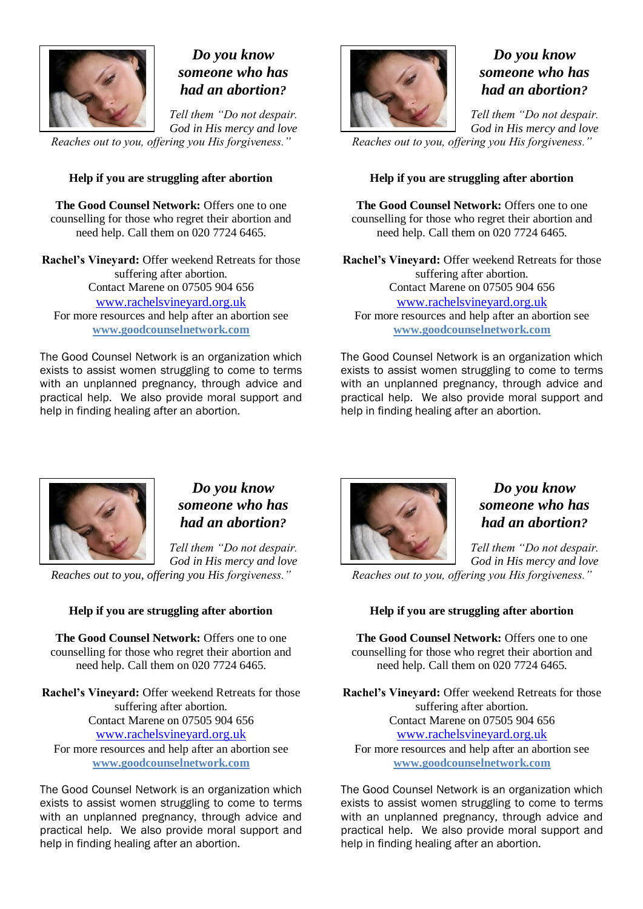### *Do you know someone who has had an abortion?*

*Tell them "Do not despair. God in His mercy and love Reaches out to you, offering you His forgiveness."*

**Help if you are struggling after abortion**

**The Good Counsel Network:** Offers one to one counselling for those who regret their abortion and need help. Call them on 020 7724 6465.

**Rachel's Vineyard:** Offer weekend Retreats for those suffering after abortion.
Contact Marene on 07505 904 656
www.rachelsvineyard.org.uk
For more resources and help after an abortion see
**www.goodcounselnetwork.com**

The Good Counsel Network is an organization which exists to assist women struggling to come to terms with an unplanned pregnancy, through advice and practical help. We also provide moral support and help in finding healing after an abortion.

### *Do you know someone who has had an abortion?*

*Tell them "Do not despair. God in His mercy and love Reaches out to you, offering you His forgiveness."*

**Help if you are struggling after abortion**

**The Good Counsel Network:** Offers one to one counselling for those who regret their abortion and need help. Call them on 020 7724 6465.

**Rachel's Vineyard:** Offer weekend Retreats for those suffering after abortion.
Contact Marene on 07505 904 656
www.rachelsvineyard.org.uk
For more resources and help after an abortion see
**www.goodcounselnetwork.com**

The Good Counsel Network is an organization which exists to assist women struggling to come to terms with an unplanned pregnancy, through advice and practical help. We also provide moral support and help in finding healing after an abortion.

### *Do you know someone who has had an abortion?*

*Tell them "Do not despair. God in His mercy and love Reaches out to you, offering you His forgiveness."*

**Help if you are struggling after abortion**

**The Good Counsel Network:** Offers one to one counselling for those who regret their abortion and need help. Call them on 020 7724 6465.

**Rachel's Vineyard:** Offer weekend Retreats for those suffering after abortion.
Contact Marene on 07505 904 656
www.rachelsvineyard.org.uk
For more resources and help after an abortion see
**www.goodcounselnetwork.com**

The Good Counsel Network is an organization which exists to assist women struggling to come to terms with an unplanned pregnancy, through advice and practical help. We also provide moral support and help in finding healing after an abortion.

### *Do you know someone who has had an abortion?*

*Tell them "Do not despair. God in His mercy and love Reaches out to you, offering you His forgiveness."*

**Help if you are struggling after abortion**

**The Good Counsel Network:** Offers one to one counselling for those who regret their abortion and need help. Call them on 020 7724 6465.

**Rachel's Vineyard:** Offer weekend Retreats for those suffering after abortion.
Contact Marene on 07505 904 656
www.rachelsvineyard.org.uk
For more resources and help after an abortion see
**www.goodcounselnetwork.com**

The Good Counsel Network is an organization which exists to assist women struggling to come to terms with an unplanned pregnancy, through advice and practical help. We also provide moral support and help in finding healing after an abortion.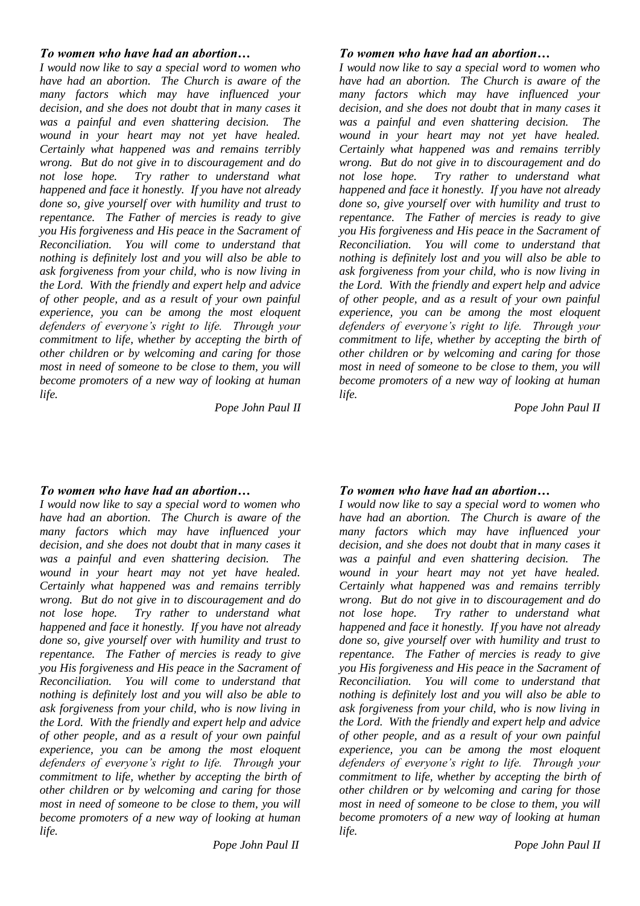***To women who have had an abortion…***

*I would now like to say a special word to women who have had an abortion. The Church is aware of the many factors which may have influenced your decision, and she does not doubt that in many cases it was a painful and even shattering decision. The wound in your heart may not yet have healed. Certainly what happened was and remains terribly wrong. But do not give in to discouragement and do not lose hope. Try rather to understand what happened and face it honestly. If you have not already done so, give yourself over with humility and trust to repentance. The Father of mercies is ready to give you His forgiveness and His peace in the Sacrament of Reconciliation. You will come to understand that nothing is definitely lost and you will also be able to ask forgiveness from your child, who is now living in the Lord. With the friendly and expert help and advice of other people, and as a result of your own painful experience, you can be among the most eloquent defenders of everyone's right to life. Through your commitment to life, whether by accepting the birth of other children or by welcoming and caring for those most in need of someone to be close to them, you will become promoters of a new way of looking at human life.*

*Pope John Paul II*

***To women who have had an abortion…***

*I would now like to say a special word to women who have had an abortion. The Church is aware of the many factors which may have influenced your decision, and she does not doubt that in many cases it was a painful and even shattering decision. The wound in your heart may not yet have healed. Certainly what happened was and remains terribly wrong. But do not give in to discouragement and do not lose hope. Try rather to understand what happened and face it honestly. If you have not already done so, give yourself over with humility and trust to repentance. The Father of mercies is ready to give you His forgiveness and His peace in the Sacrament of Reconciliation. You will come to understand that nothing is definitely lost and you will also be able to ask forgiveness from your child, who is now living in the Lord. With the friendly and expert help and advice of other people, and as a result of your own painful experience, you can be among the most eloquent defenders of everyone's right to life. Through your commitment to life, whether by accepting the birth of other children or by welcoming and caring for those most in need of someone to be close to them, you will become promoters of a new way of looking at human life.*

*Pope John Paul II*

***To women who have had an abortion…***

*I would now like to say a special word to women who have had an abortion. The Church is aware of the many factors which may have influenced your decision, and she does not doubt that in many cases it was a painful and even shattering decision. The wound in your heart may not yet have healed. Certainly what happened was and remains terribly wrong. But do not give in to discouragement and do not lose hope. Try rather to understand what happened and face it honestly. If you have not already done so, give yourself over with humility and trust to repentance. The Father of mercies is ready to give you His forgiveness and His peace in the Sacrament of Reconciliation. You will come to understand that nothing is definitely lost and you will also be able to ask forgiveness from your child, who is now living in the Lord. With the friendly and expert help and advice of other people, and as a result of your own painful experience, you can be among the most eloquent defenders of everyone's right to life. Through your commitment to life, whether by accepting the birth of other children or by welcoming and caring for those most in need of someone to be close to them, you will become promoters of a new way of looking at human life.*

*Pope John Paul II*

***To women who have had an abortion…***

*I would now like to say a special word to women who have had an abortion. The Church is aware of the many factors which may have influenced your decision, and she does not doubt that in many cases it was a painful and even shattering decision. The wound in your heart may not yet have healed. Certainly what happened was and remains terribly wrong. But do not give in to discouragement and do not lose hope. Try rather to understand what happened and face it honestly. If you have not already done so, give yourself over with humility and trust to repentance. The Father of mercies is ready to give you His forgiveness and His peace in the Sacrament of Reconciliation. You will come to understand that nothing is definitely lost and you will also be able to ask forgiveness from your child, who is now living in the Lord. With the friendly and expert help and advice of other people, and as a result of your own painful experience, you can be among the most eloquent defenders of everyone's right to life. Through your commitment to life, whether by accepting the birth of other children or by welcoming and caring for those most in need of someone to be close to them, you will become promoters of a new way of looking at human life.*

*Pope John Paul II*